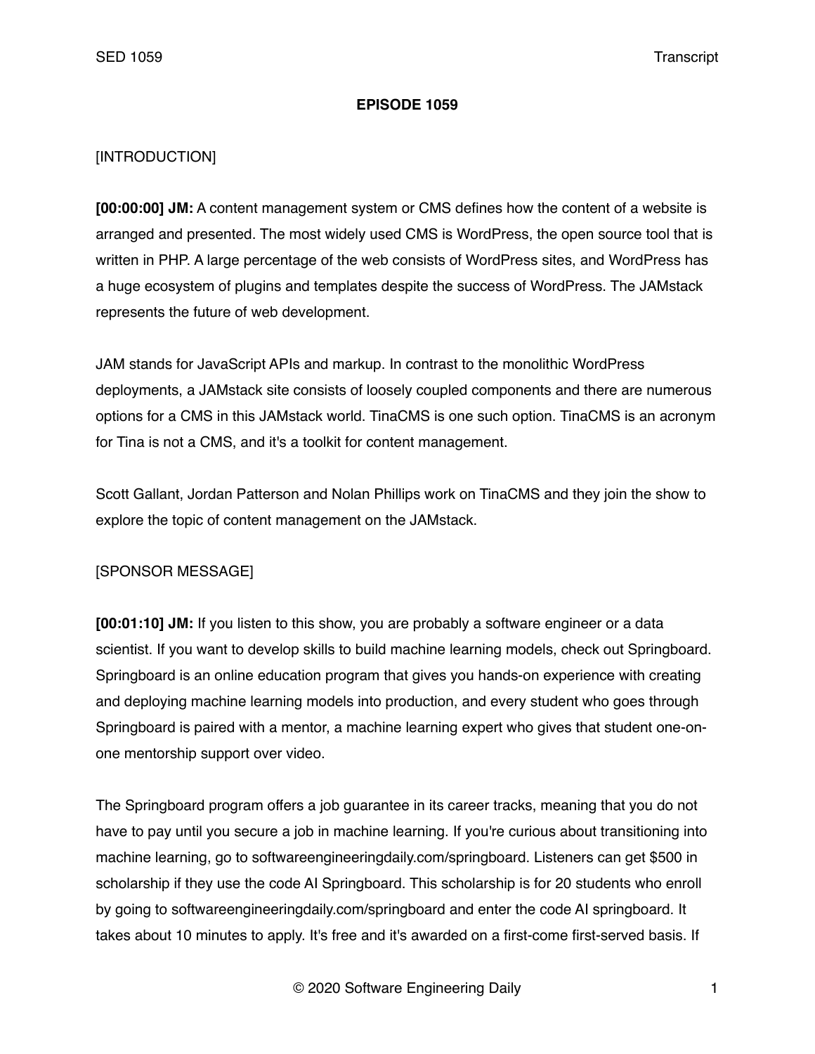# EPISODE 1059

[INTRODUCTION]

**[00:00:00] JM:** A content management system or CMS defines how the content of a website is arranged and presented. The most widely used CMS is WordPress, the open source tool that is written in PHP. A large percentage of the web consists of WordPress sites, and WordPress has a huge ecosystem of plugins and templates despite the success of WordPress. The JAMstack represents the future of web development.

JAM stands for JavaScript APIs and markup. In contrast to the monolithic WordPress deployments, a JAMstack site consists of loosely coupled components and there are numerous options for a CMS in this JAMstack world. TinaCMS is one such option. TinaCMS is an acronym for Tina is not a CMS, and it's a toolkit for content management.

Scott Gallant, Jordan Patterson and Nolan Phillips work on TinaCMS and they join the show to explore the topic of content management on the JAMstack.

[SPONSOR MESSAGE]

**[00:01:10] JM:** If you listen to this show, you are probably a software engineer or a data scientist. If you want to develop skills to build machine learning models, check out Springboard. Springboard is an online education program that gives you hands-on experience with creating and deploying machine learning models into production, and every student who goes through Springboard is paired with a mentor, a machine learning expert who gives that student one-on-one mentorship support over video.

The Springboard program offers a job guarantee in its career tracks, meaning that you do not have to pay until you secure a job in machine learning. If you're curious about transitioning into machine learning, go to softwareengineeringdaily.com/springboard. Listeners can get $500 in scholarship if they use the code AI Springboard. This scholarship is for 20 students who enroll by going to softwareengineeringdaily.com/springboard and enter the code AI springboard. It takes about 10 minutes to apply. It's free and it's awarded on a first-come first-served basis. If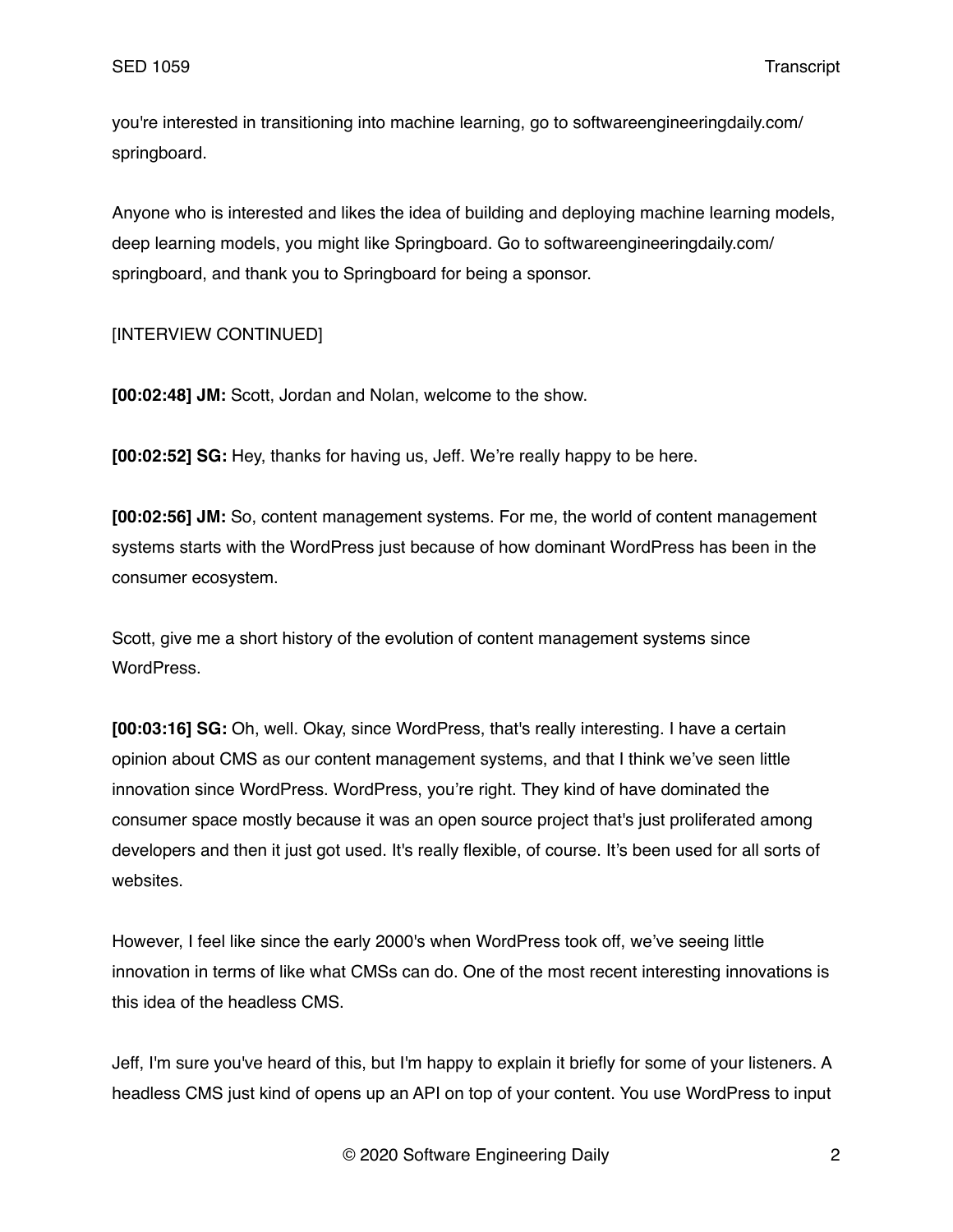you're interested in transitioning into machine learning, go to softwareengineeringdaily.com/springboard.

Anyone who is interested and likes the idea of building and deploying machine learning models, deep learning models, you might like Springboard. Go to softwareengineeringdaily.com/springboard, and thank you to Springboard for being a sponsor.

[INTERVIEW CONTINUED]

**[00:02:48] JM:** Scott, Jordan and Nolan, welcome to the show.

**[00:02:52] SG:** Hey, thanks for having us, Jeff. We're really happy to be here.

**[00:02:56] JM:** So, content management systems. For me, the world of content management systems starts with the WordPress just because of how dominant WordPress has been in the consumer ecosystem.

Scott, give me a short history of the evolution of content management systems since WordPress.

**[00:03:16] SG:** Oh, well. Okay, since WordPress, that's really interesting. I have a certain opinion about CMS as our content management systems, and that I think we've seen little innovation since WordPress. WordPress, you're right. They kind of have dominated the consumer space mostly because it was an open source project that's just proliferated among developers and then it just got used. It's really flexible, of course. It's been used for all sorts of websites.

However, I feel like since the early 2000's when WordPress took off, we've seeing little innovation in terms of like what CMSs can do. One of the most recent interesting innovations is this idea of the headless CMS.

Jeff, I'm sure you've heard of this, but I'm happy to explain it briefly for some of your listeners. A headless CMS just kind of opens up an API on top of your content. You use WordPress to input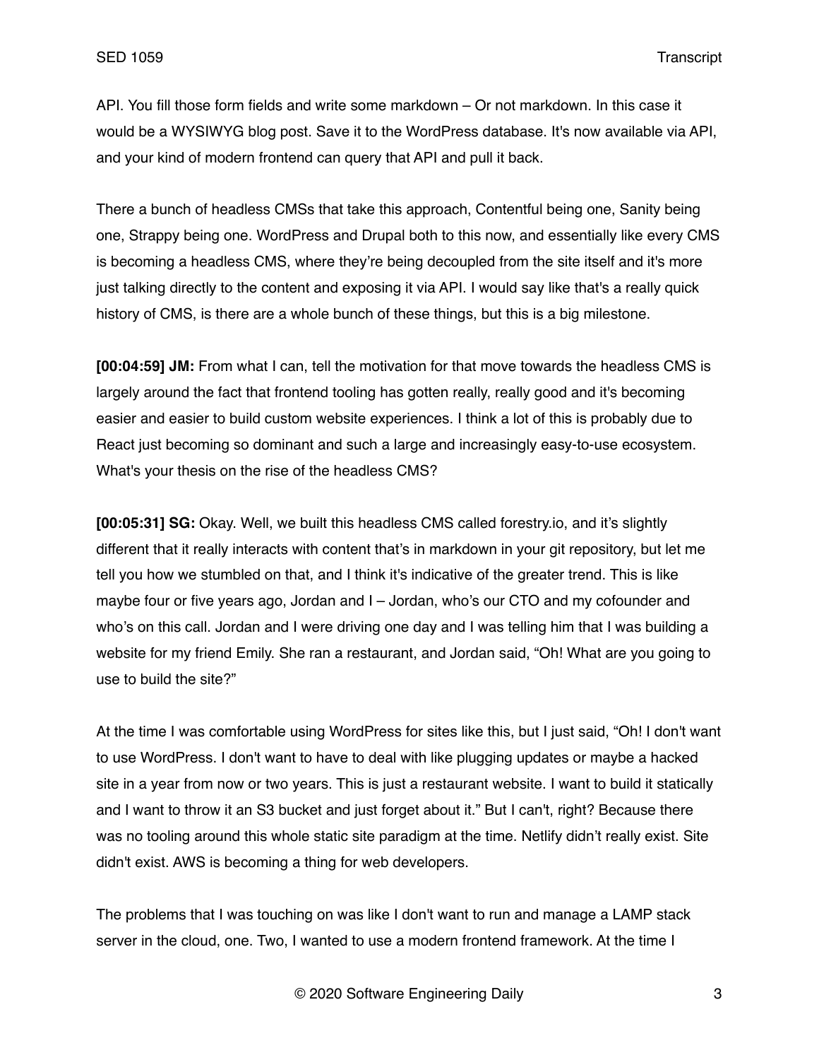API. You fill those form fields and write some markdown – Or not markdown. In this case it would be a WYSIWYG blog post. Save it to the WordPress database. It's now available via API, and your kind of modern frontend can query that API and pull it back.

There a bunch of headless CMSs that take this approach, Contentful being one, Sanity being one, Strappy being one. WordPress and Drupal both to this now, and essentially like every CMS is becoming a headless CMS, where they're being decoupled from the site itself and it's more just talking directly to the content and exposing it via API. I would say like that's a really quick history of CMS, is there are a whole bunch of these things, but this is a big milestone.

**[00:04:59] JM:** From what I can, tell the motivation for that move towards the headless CMS is largely around the fact that frontend tooling has gotten really, really good and it's becoming easier and easier to build custom website experiences. I think a lot of this is probably due to React just becoming so dominant and such a large and increasingly easy-to-use ecosystem. What's your thesis on the rise of the headless CMS?

**[00:05:31] SG:** Okay. Well, we built this headless CMS called forestry.io, and it's slightly different that it really interacts with content that's in markdown in your git repository, but let me tell you how we stumbled on that, and I think it's indicative of the greater trend. This is like maybe four or five years ago, Jordan and I – Jordan, who's our CTO and my cofounder and who's on this call. Jordan and I were driving one day and I was telling him that I was building a website for my friend Emily. She ran a restaurant, and Jordan said, "Oh! What are you going to use to build the site?"

At the time I was comfortable using WordPress for sites like this, but I just said, "Oh! I don't want to use WordPress. I don't want to have to deal with like plugging updates or maybe a hacked site in a year from now or two years. This is just a restaurant website. I want to build it statically and I want to throw it an S3 bucket and just forget about it." But I can't, right? Because there was no tooling around this whole static site paradigm at the time. Netlify didn't really exist. Site didn't exist. AWS is becoming a thing for web developers.

The problems that I was touching on was like I don't want to run and manage a LAMP stack server in the cloud, one. Two, I wanted to use a modern frontend framework. At the time I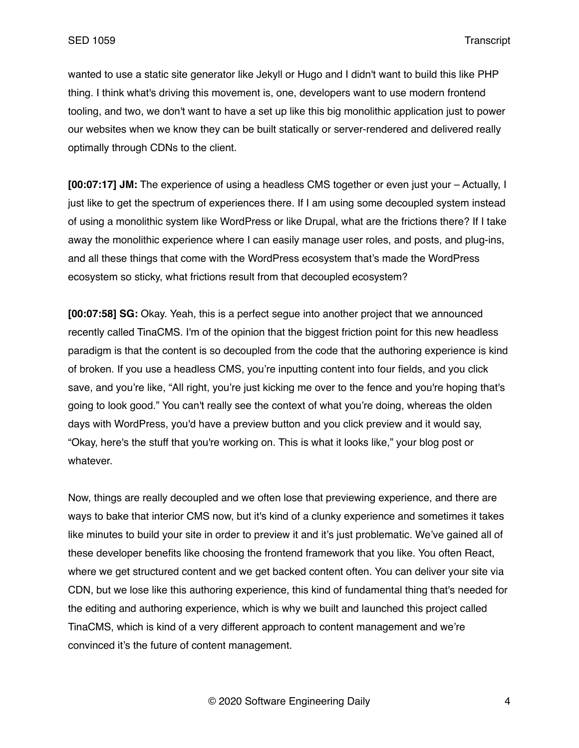wanted to use a static site generator like Jekyll or Hugo and I didn't want to build this like PHP thing. I think what's driving this movement is, one, developers want to use modern frontend tooling, and two, we don't want to have a set up like this big monolithic application just to power our websites when we know they can be built statically or server-rendered and delivered really optimally through CDNs to the client.

**[00:07:17] JM:** The experience of using a headless CMS together or even just your – Actually, I just like to get the spectrum of experiences there. If I am using some decoupled system instead of using a monolithic system like WordPress or like Drupal, what are the frictions there? If I take away the monolithic experience where I can easily manage user roles, and posts, and plug-ins, and all these things that come with the WordPress ecosystem that's made the WordPress ecosystem so sticky, what frictions result from that decoupled ecosystem?

**[00:07:58] SG:** Okay. Yeah, this is a perfect segue into another project that we announced recently called TinaCMS. I'm of the opinion that the biggest friction point for this new headless paradigm is that the content is so decoupled from the code that the authoring experience is kind of broken. If you use a headless CMS, you're inputting content into four fields, and you click save, and you're like, "All right, you're just kicking me over to the fence and you're hoping that's going to look good." You can't really see the context of what you're doing, whereas the olden days with WordPress, you'd have a preview button and you click preview and it would say, "Okay, here's the stuff that you're working on. This is what it looks like," your blog post or whatever.

Now, things are really decoupled and we often lose that previewing experience, and there are ways to bake that interior CMS now, but it's kind of a clunky experience and sometimes it takes like minutes to build your site in order to preview it and it's just problematic. We've gained all of these developer benefits like choosing the frontend framework that you like. You often React, where we get structured content and we get backed content often. You can deliver your site via CDN, but we lose like this authoring experience, this kind of fundamental thing that's needed for the editing and authoring experience, which is why we built and launched this project called TinaCMS, which is kind of a very different approach to content management and we're convinced it's the future of content management.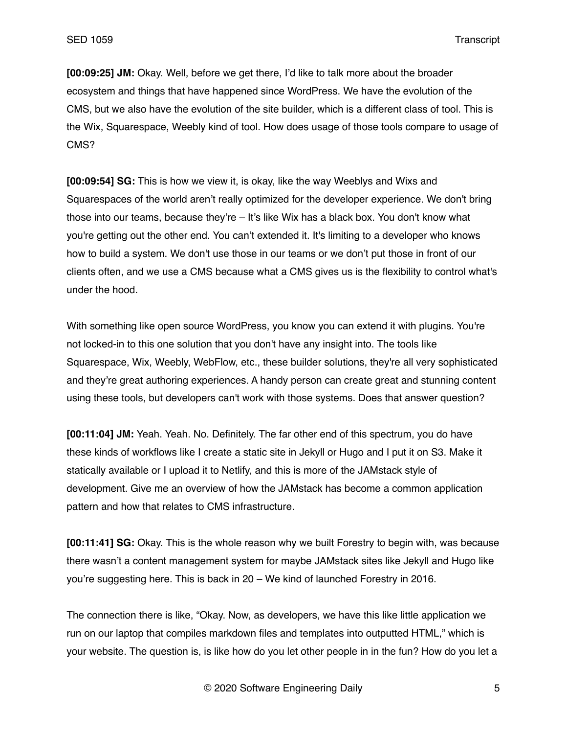**[00:09:25] JM:** Okay. Well, before we get there, I'd like to talk more about the broader ecosystem and things that have happened since WordPress. We have the evolution of the CMS, but we also have the evolution of the site builder, which is a different class of tool. This is the Wix, Squarespace, Weebly kind of tool. How does usage of those tools compare to usage of CMS?

**[00:09:54] SG:** This is how we view it, is okay, like the way Weeblys and Wixs and Squarespaces of the world aren't really optimized for the developer experience. We don't bring those into our teams, because they're – It's like Wix has a black box. You don't know what you're getting out the other end. You can't extended it. It's limiting to a developer who knows how to build a system. We don't use those in our teams or we don't put those in front of our clients often, and we use a CMS because what a CMS gives us is the flexibility to control what's under the hood.

With something like open source WordPress, you know you can extend it with plugins. You're not locked-in to this one solution that you don't have any insight into. The tools like Squarespace, Wix, Weebly, WebFlow, etc., these builder solutions, they're all very sophisticated and they're great authoring experiences. A handy person can create great and stunning content using these tools, but developers can't work with those systems. Does that answer question?

**[00:11:04] JM:** Yeah. Yeah. No. Definitely. The far other end of this spectrum, you do have these kinds of workflows like I create a static site in Jekyll or Hugo and I put it on S3. Make it statically available or I upload it to Netlify, and this is more of the JAMstack style of development. Give me an overview of how the JAMstack has become a common application pattern and how that relates to CMS infrastructure.

**[00:11:41] SG:** Okay. This is the whole reason why we built Forestry to begin with, was because there wasn't a content management system for maybe JAMstack sites like Jekyll and Hugo like you're suggesting here. This is back in 20 – We kind of launched Forestry in 2016.

The connection there is like, "Okay. Now, as developers, we have this like little application we run on our laptop that compiles markdown files and templates into outputted HTML," which is your website. The question is, is like how do you let other people in in the fun? How do you let a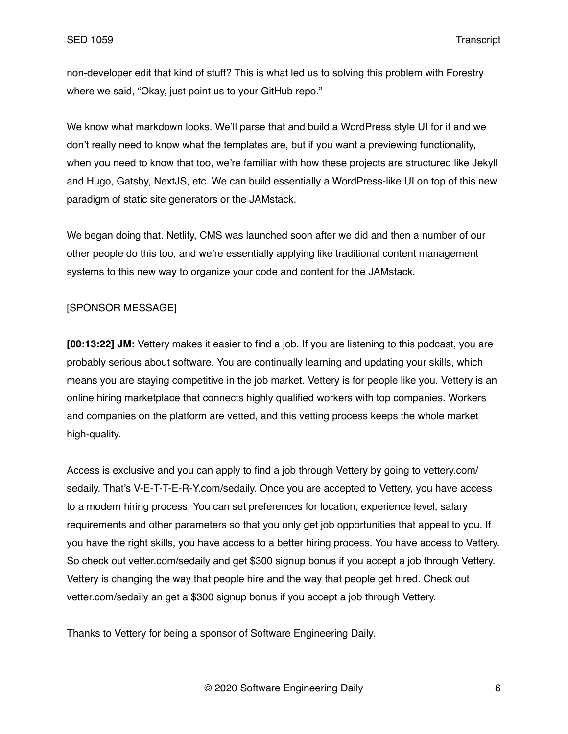non-developer edit that kind of stuff? This is what led us to solving this problem with Forestry where we said, "Okay, just point us to your GitHub repo."

We know what markdown looks. We'll parse that and build a WordPress style UI for it and we don't really need to know what the templates are, but if you want a previewing functionality, when you need to know that too, we're familiar with how these projects are structured like Jekyll and Hugo, Gatsby, NextJS, etc. We can build essentially a WordPress-like UI on top of this new paradigm of static site generators or the JAMstack.

We began doing that. Netlify, CMS was launched soon after we did and then a number of our other people do this too, and we're essentially applying like traditional content management systems to this new way to organize your code and content for the JAMstack.

[SPONSOR MESSAGE]

**[00:13:22] JM:** Vettery makes it easier to find a job. If you are listening to this podcast, you are probably serious about software. You are continually learning and updating your skills, which means you are staying competitive in the job market. Vettery is for people like you. Vettery is an online hiring marketplace that connects highly qualified workers with top companies. Workers and companies on the platform are vetted, and this vetting process keeps the whole market high-quality.

Access is exclusive and you can apply to find a job through Vettery by going to vettery.com/sedaily. That's V-E-T-T-E-R-Y.com/sedaily. Once you are accepted to Vettery, you have access to a modern hiring process. You can set preferences for location, experience level, salary requirements and other parameters so that you only get job opportunities that appeal to you. If you have the right skills, you have access to a better hiring process. You have access to Vettery. So check out vetter.com/sedaily and get $300 signup bonus if you accept a job through Vettery. Vettery is changing the way that people hire and the way that people get hired. Check out vetter.com/sedaily an get a $300 signup bonus if you accept a job through Vettery.

Thanks to Vettery for being a sponsor of Software Engineering Daily.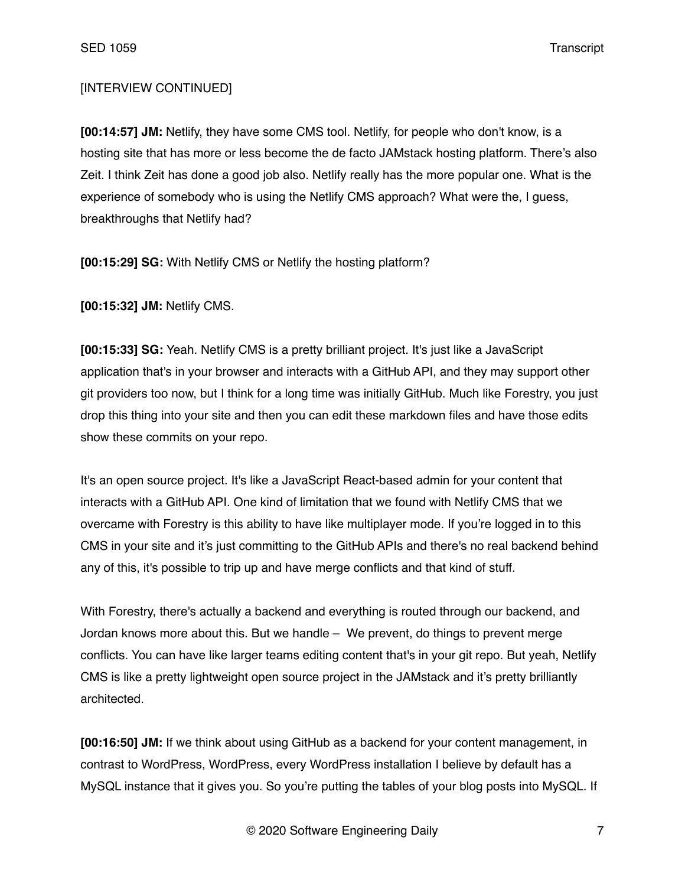[INTERVIEW CONTINUED]

**[00:14:57] JM:** Netlify, they have some CMS tool. Netlify, for people who don't know, is a hosting site that has more or less become the de facto JAMstack hosting platform. There's also Zeit. I think Zeit has done a good job also. Netlify really has the more popular one. What is the experience of somebody who is using the Netlify CMS approach? What were the, I guess, breakthroughs that Netlify had?

**[00:15:29] SG:** With Netlify CMS or Netlify the hosting platform?

**[00:15:32] JM:** Netlify CMS.

**[00:15:33] SG:** Yeah. Netlify CMS is a pretty brilliant project. It's just like a JavaScript application that's in your browser and interacts with a GitHub API, and they may support other git providers too now, but I think for a long time was initially GitHub. Much like Forestry, you just drop this thing into your site and then you can edit these markdown files and have those edits show these commits on your repo.

It's an open source project. It's like a JavaScript React-based admin for your content that interacts with a GitHub API. One kind of limitation that we found with Netlify CMS that we overcame with Forestry is this ability to have like multiplayer mode. If you're logged in to this CMS in your site and it's just committing to the GitHub APIs and there's no real backend behind any of this, it's possible to trip up and have merge conflicts and that kind of stuff.

With Forestry, there's actually a backend and everything is routed through our backend, and Jordan knows more about this. But we handle – We prevent, do things to prevent merge conflicts. You can have like larger teams editing content that's in your git repo. But yeah, Netlify CMS is like a pretty lightweight open source project in the JAMstack and it's pretty brilliantly architected.

**[00:16:50] JM:** If we think about using GitHub as a backend for your content management, in contrast to WordPress, WordPress, every WordPress installation I believe by default has a MySQL instance that it gives you. So you're putting the tables of your blog posts into MySQL. If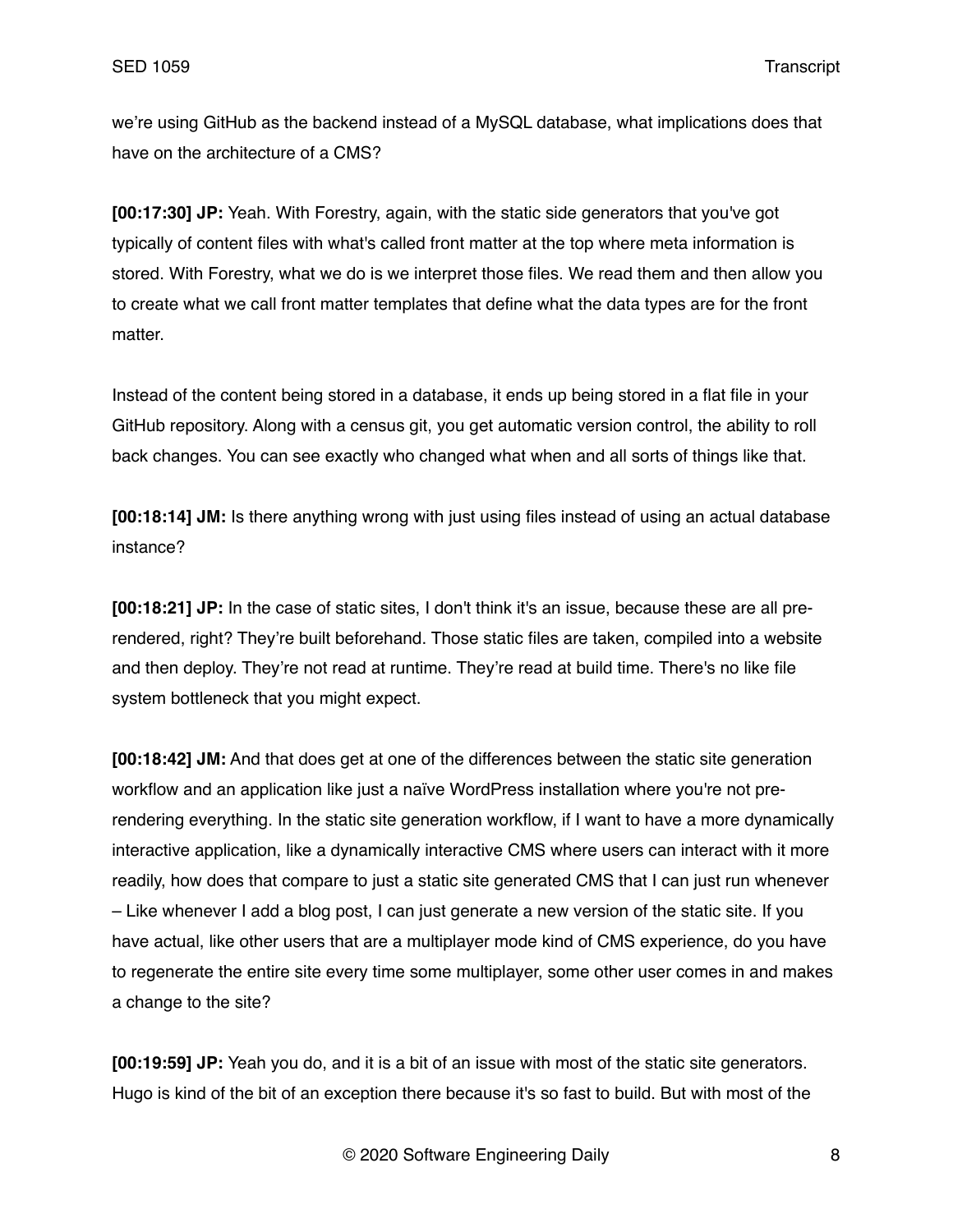we're using GitHub as the backend instead of a MySQL database, what implications does that have on the architecture of a CMS?

**[00:17:30] JP:** Yeah. With Forestry, again, with the static side generators that you've got typically of content files with what's called front matter at the top where meta information is stored. With Forestry, what we do is we interpret those files. We read them and then allow you to create what we call front matter templates that define what the data types are for the front matter.

Instead of the content being stored in a database, it ends up being stored in a flat file in your GitHub repository. Along with a census git, you get automatic version control, the ability to roll back changes. You can see exactly who changed what when and all sorts of things like that.

**[00:18:14] JM:** Is there anything wrong with just using files instead of using an actual database instance?

**[00:18:21] JP:** In the case of static sites, I don't think it's an issue, because these are all pre-rendered, right? They're built beforehand. Those static files are taken, compiled into a website and then deploy. They're not read at runtime. They're read at build time. There's no like file system bottleneck that you might expect.

**[00:18:42] JM:** And that does get at one of the differences between the static site generation workflow and an application like just a naïve WordPress installation where you're not pre-rendering everything. In the static site generation workflow, if I want to have a more dynamically interactive application, like a dynamically interactive CMS where users can interact with it more readily, how does that compare to just a static site generated CMS that I can just run whenever – Like whenever I add a blog post, I can just generate a new version of the static site. If you have actual, like other users that are a multiplayer mode kind of CMS experience, do you have to regenerate the entire site every time some multiplayer, some other user comes in and makes a change to the site?

**[00:19:59] JP:** Yeah you do, and it is a bit of an issue with most of the static site generators. Hugo is kind of the bit of an exception there because it's so fast to build. But with most of the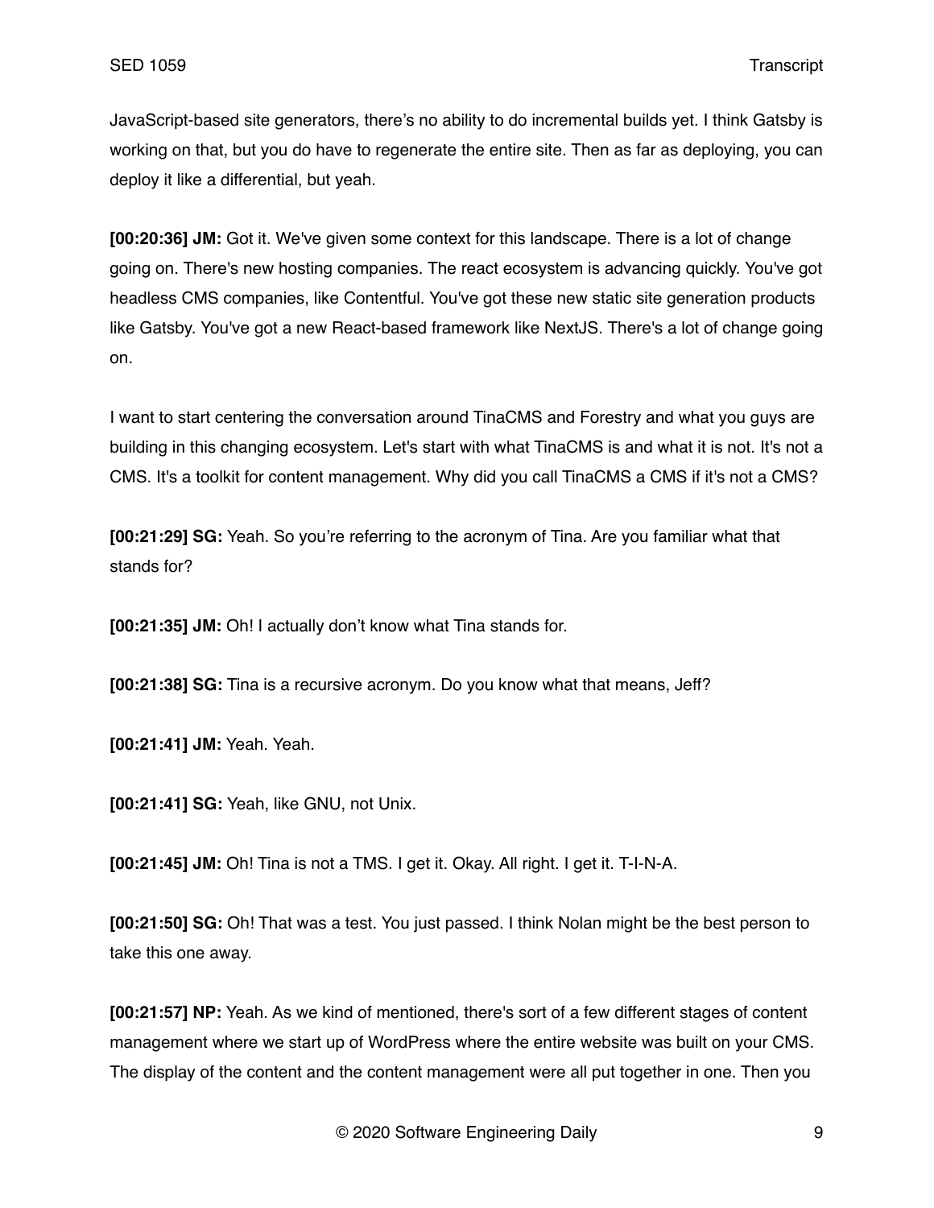JavaScript-based site generators, there's no ability to do incremental builds yet. I think Gatsby is working on that, but you do have to regenerate the entire site. Then as far as deploying, you can deploy it like a differential, but yeah.

**[00:20:36] JM:** Got it. We've given some context for this landscape. There is a lot of change going on. There's new hosting companies. The react ecosystem is advancing quickly. You've got headless CMS companies, like Contentful. You've got these new static site generation products like Gatsby. You've got a new React-based framework like NextJS. There's a lot of change going on.

I want to start centering the conversation around TinaCMS and Forestry and what you guys are building in this changing ecosystem. Let's start with what TinaCMS is and what it is not. It's not a CMS. It's a toolkit for content management. Why did you call TinaCMS a CMS if it's not a CMS?

**[00:21:29] SG:** Yeah. So you're referring to the acronym of Tina. Are you familiar what that stands for?

**[00:21:35] JM:** Oh! I actually don't know what Tina stands for.

**[00:21:38] SG:** Tina is a recursive acronym. Do you know what that means, Jeff?

**[00:21:41] JM:** Yeah. Yeah.

**[00:21:41] SG:** Yeah, like GNU, not Unix.

**[00:21:45] JM:** Oh! Tina is not a TMS. I get it. Okay. All right. I get it. T-I-N-A.

**[00:21:50] SG:** Oh! That was a test. You just passed. I think Nolan might be the best person to take this one away.

**[00:21:57] NP:** Yeah. As we kind of mentioned, there's sort of a few different stages of content management where we start up of WordPress where the entire website was built on your CMS. The display of the content and the content management were all put together in one. Then you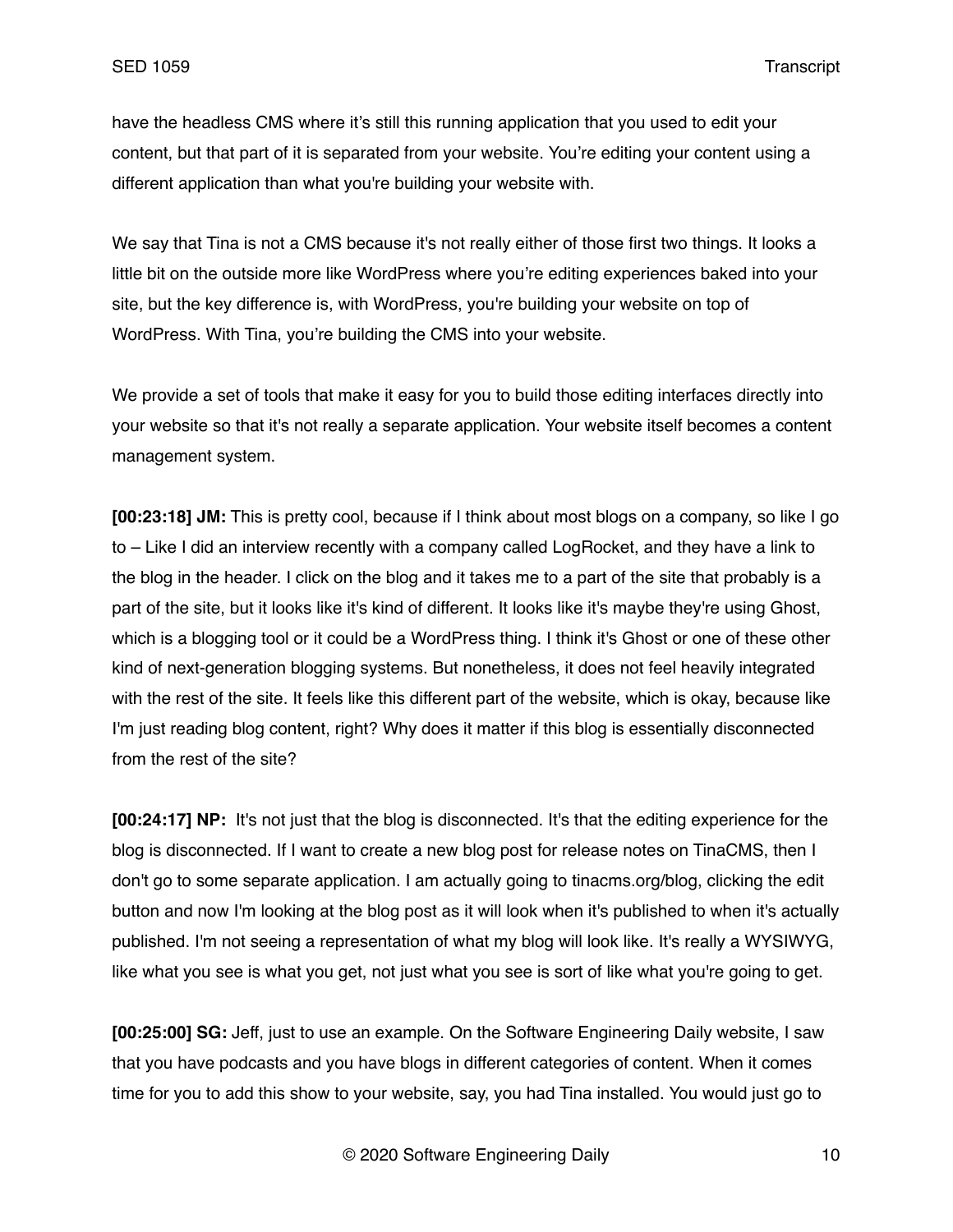have the headless CMS where it's still this running application that you used to edit your content, but that part of it is separated from your website. You're editing your content using a different application than what you're building your website with.

We say that Tina is not a CMS because it's not really either of those first two things. It looks a little bit on the outside more like WordPress where you're editing experiences baked into your site, but the key difference is, with WordPress, you're building your website on top of WordPress. With Tina, you're building the CMS into your website.

We provide a set of tools that make it easy for you to build those editing interfaces directly into your website so that it's not really a separate application. Your website itself becomes a content management system.

**[00:23:18] JM:** This is pretty cool, because if I think about most blogs on a company, so like I go to – Like I did an interview recently with a company called LogRocket, and they have a link to the blog in the header. I click on the blog and it takes me to a part of the site that probably is a part of the site, but it looks like it's kind of different. It looks like it's maybe they're using Ghost, which is a blogging tool or it could be a WordPress thing. I think it's Ghost or one of these other kind of next-generation blogging systems. But nonetheless, it does not feel heavily integrated with the rest of the site. It feels like this different part of the website, which is okay, because like I'm just reading blog content, right? Why does it matter if this blog is essentially disconnected from the rest of the site?

**[00:24:17] NP:** It's not just that the blog is disconnected. It's that the editing experience for the blog is disconnected. If I want to create a new blog post for release notes on TinaCMS, then I don't go to some separate application. I am actually going to tinacms.org/blog, clicking the edit button and now I'm looking at the blog post as it will look when it's published to when it's actually published. I'm not seeing a representation of what my blog will look like. It's really a WYSIWYG, like what you see is what you get, not just what you see is sort of like what you're going to get.

**[00:25:00] SG:** Jeff, just to use an example. On the Software Engineering Daily website, I saw that you have podcasts and you have blogs in different categories of content. When it comes time for you to add this show to your website, say, you had Tina installed. You would just go to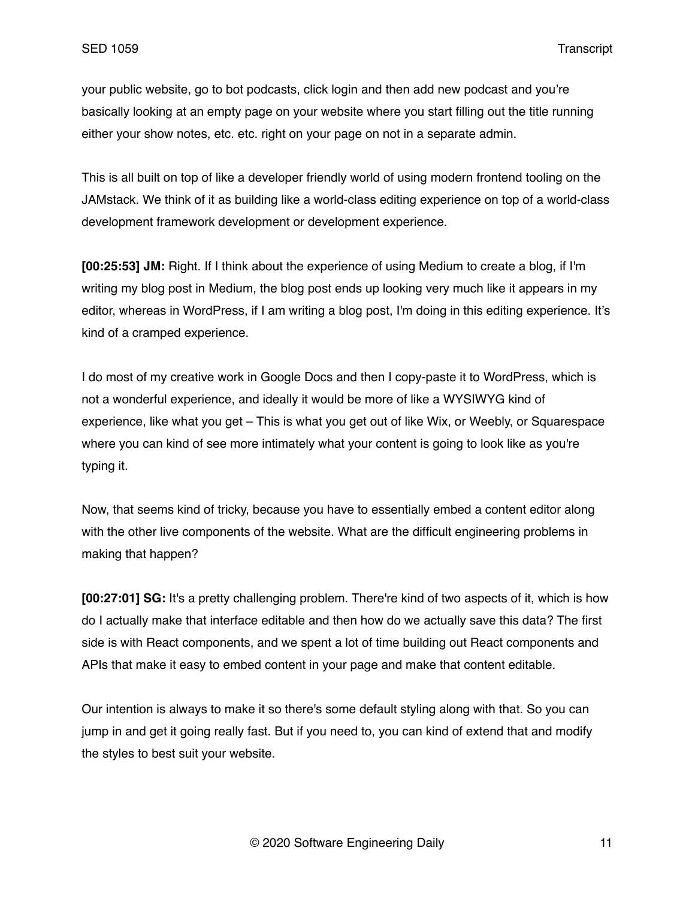your public website, go to bot podcasts, click login and then add new podcast and you're basically looking at an empty page on your website where you start filling out the title running either your show notes, etc. etc. right on your page on not in a separate admin.

This is all built on top of like a developer friendly world of using modern frontend tooling on the JAMstack. We think of it as building like a world-class editing experience on top of a world-class development framework development or development experience.

**[00:25:53] JM:** Right. If I think about the experience of using Medium to create a blog, if I'm writing my blog post in Medium, the blog post ends up looking very much like it appears in my editor, whereas in WordPress, if I am writing a blog post, I'm doing in this editing experience. It's kind of a cramped experience.

I do most of my creative work in Google Docs and then I copy-paste it to WordPress, which is not a wonderful experience, and ideally it would be more of like a WYSIWYG kind of experience, like what you get – This is what you get out of like Wix, or Weebly, or Squarespace where you can kind of see more intimately what your content is going to look like as you're typing it.

Now, that seems kind of tricky, because you have to essentially embed a content editor along with the other live components of the website. What are the difficult engineering problems in making that happen?

**[00:27:01] SG:** It's a pretty challenging problem. There're kind of two aspects of it, which is how do I actually make that interface editable and then how do we actually save this data? The first side is with React components, and we spent a lot of time building out React components and APIs that make it easy to embed content in your page and make that content editable.

Our intention is always to make it so there's some default styling along with that. So you can jump in and get it going really fast. But if you need to, you can kind of extend that and modify the styles to best suit your website.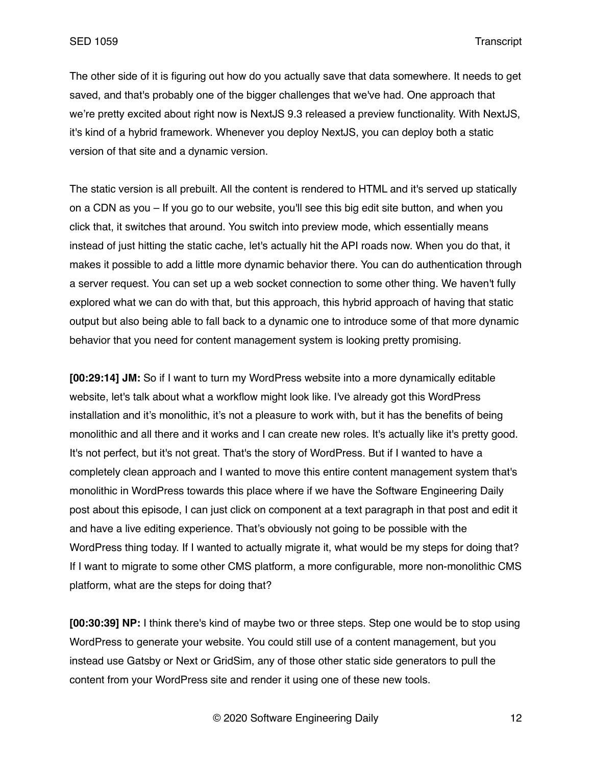The other side of it is figuring out how do you actually save that data somewhere. It needs to get saved, and that's probably one of the bigger challenges that we've had. One approach that we're pretty excited about right now is NextJS 9.3 released a preview functionality. With NextJS, it's kind of a hybrid framework. Whenever you deploy NextJS, you can deploy both a static version of that site and a dynamic version.

The static version is all prebuilt. All the content is rendered to HTML and it's served up statically on a CDN as you – If you go to our website, you'll see this big edit site button, and when you click that, it switches that around. You switch into preview mode, which essentially means instead of just hitting the static cache, let's actually hit the API roads now. When you do that, it makes it possible to add a little more dynamic behavior there. You can do authentication through a server request. You can set up a web socket connection to some other thing. We haven't fully explored what we can do with that, but this approach, this hybrid approach of having that static output but also being able to fall back to a dynamic one to introduce some of that more dynamic behavior that you need for content management system is looking pretty promising.

**[00:29:14] JM:** So if I want to turn my WordPress website into a more dynamically editable website, let's talk about what a workflow might look like. I've already got this WordPress installation and it's monolithic, it's not a pleasure to work with, but it has the benefits of being monolithic and all there and it works and I can create new roles. It's actually like it's pretty good. It's not perfect, but it's not great. That's the story of WordPress. But if I wanted to have a completely clean approach and I wanted to move this entire content management system that's monolithic in WordPress towards this place where if we have the Software Engineering Daily post about this episode, I can just click on component at a text paragraph in that post and edit it and have a live editing experience. That's obviously not going to be possible with the WordPress thing today. If I wanted to actually migrate it, what would be my steps for doing that? If I want to migrate to some other CMS platform, a more configurable, more non-monolithic CMS platform, what are the steps for doing that?

**[00:30:39] NP:** I think there's kind of maybe two or three steps. Step one would be to stop using WordPress to generate your website. You could still use of a content management, but you instead use Gatsby or Next or GridSim, any of those other static side generators to pull the content from your WordPress site and render it using one of these new tools.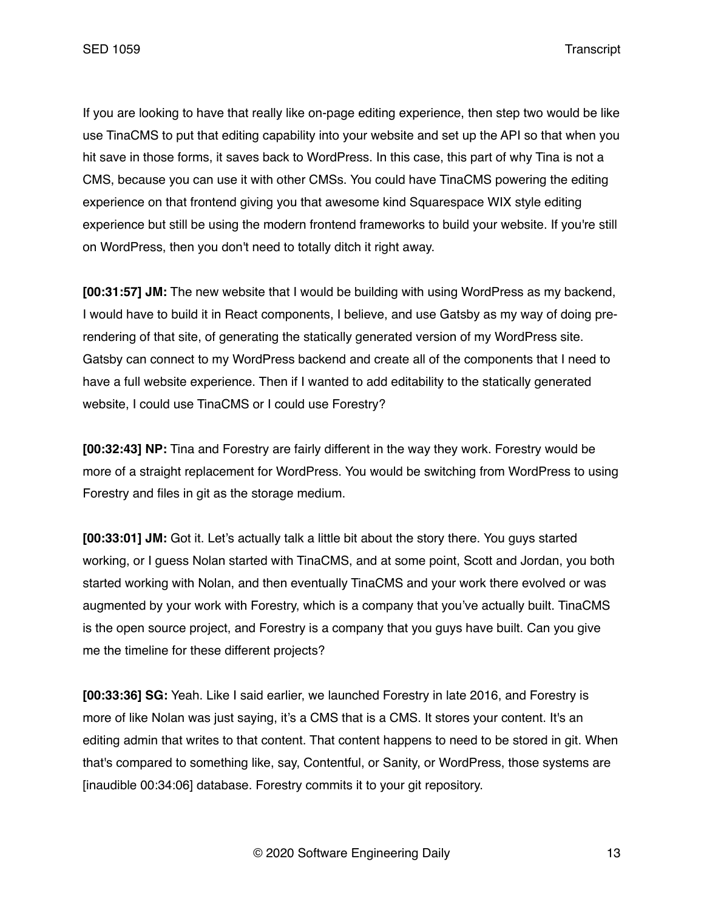If you are looking to have that really like on-page editing experience, then step two would be like use TinaCMS to put that editing capability into your website and set up the API so that when you hit save in those forms, it saves back to WordPress. In this case, this part of why Tina is not a CMS, because you can use it with other CMSs. You could have TinaCMS powering the editing experience on that frontend giving you that awesome kind Squarespace WIX style editing experience but still be using the modern frontend frameworks to build your website. If you're still on WordPress, then you don't need to totally ditch it right away.

**[00:31:57] JM:** The new website that I would be building with using WordPress as my backend, I would have to build it in React components, I believe, and use Gatsby as my way of doing pre-rendering of that site, of generating the statically generated version of my WordPress site. Gatsby can connect to my WordPress backend and create all of the components that I need to have a full website experience. Then if I wanted to add editability to the statically generated website, I could use TinaCMS or I could use Forestry?

**[00:32:43] NP:** Tina and Forestry are fairly different in the way they work. Forestry would be more of a straight replacement for WordPress. You would be switching from WordPress to using Forestry and files in git as the storage medium.

**[00:33:01] JM:** Got it. Let's actually talk a little bit about the story there. You guys started working, or I guess Nolan started with TinaCMS, and at some point, Scott and Jordan, you both started working with Nolan, and then eventually TinaCMS and your work there evolved or was augmented by your work with Forestry, which is a company that you've actually built. TinaCMS is the open source project, and Forestry is a company that you guys have built. Can you give me the timeline for these different projects?

**[00:33:36] SG:** Yeah. Like I said earlier, we launched Forestry in late 2016, and Forestry is more of like Nolan was just saying, it's a CMS that is a CMS. It stores your content. It's an editing admin that writes to that content. That content happens to need to be stored in git. When that's compared to something like, say, Contentful, or Sanity, or WordPress, those systems are [inaudible 00:34:06] database. Forestry commits it to your git repository.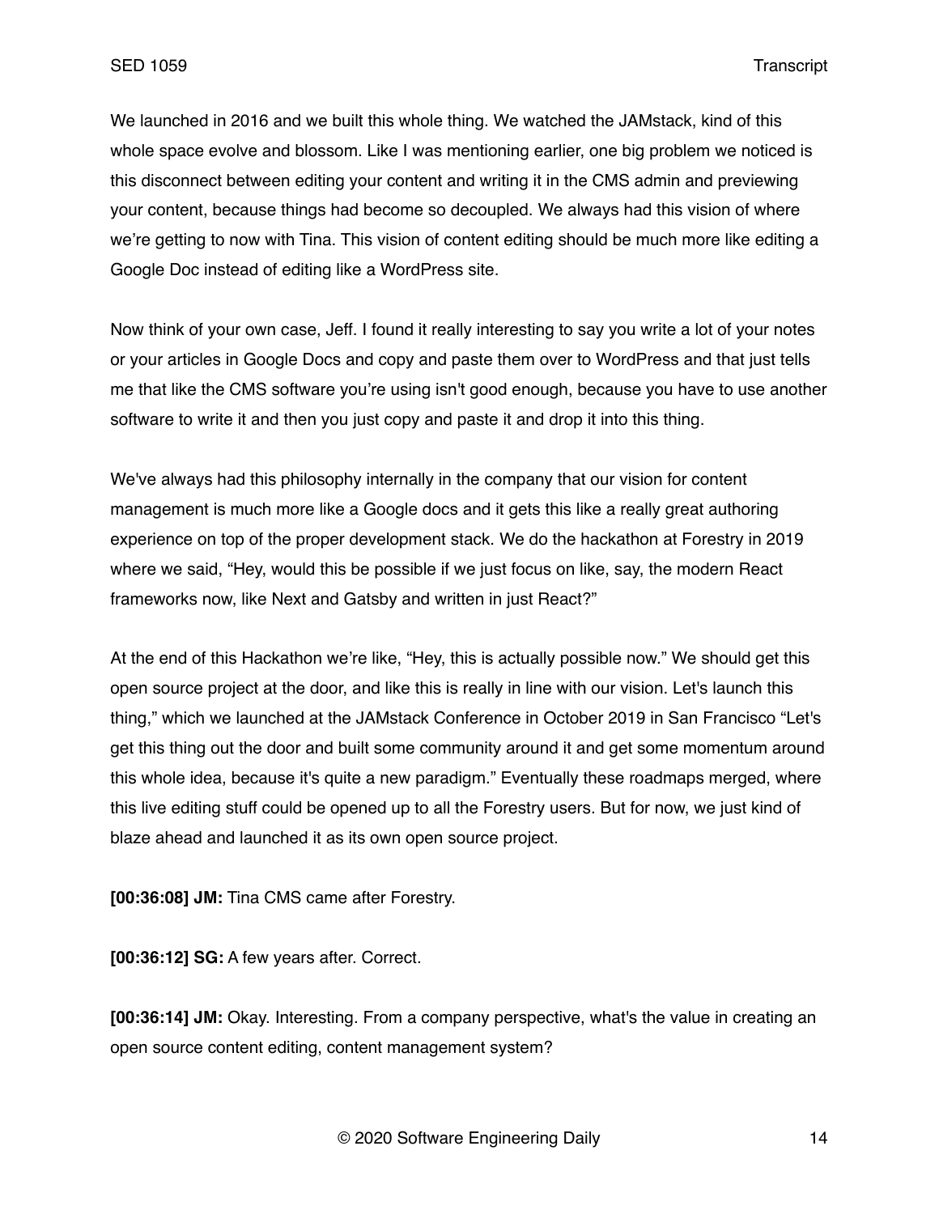We launched in 2016 and we built this whole thing. We watched the JAMstack, kind of this whole space evolve and blossom. Like I was mentioning earlier, one big problem we noticed is this disconnect between editing your content and writing it in the CMS admin and previewing your content, because things had become so decoupled. We always had this vision of where we're getting to now with Tina. This vision of content editing should be much more like editing a Google Doc instead of editing like a WordPress site.

Now think of your own case, Jeff. I found it really interesting to say you write a lot of your notes or your articles in Google Docs and copy and paste them over to WordPress and that just tells me that like the CMS software you're using isn't good enough, because you have to use another software to write it and then you just copy and paste it and drop it into this thing.

We've always had this philosophy internally in the company that our vision for content management is much more like a Google docs and it gets this like a really great authoring experience on top of the proper development stack. We do the hackathon at Forestry in 2019 where we said, "Hey, would this be possible if we just focus on like, say, the modern React frameworks now, like Next and Gatsby and written in just React?"

At the end of this Hackathon we're like, "Hey, this is actually possible now." We should get this open source project at the door, and like this is really in line with our vision. Let's launch this thing," which we launched at the JAMstack Conference in October 2019 in San Francisco "Let's get this thing out the door and built some community around it and get some momentum around this whole idea, because it's quite a new paradigm." Eventually these roadmaps merged, where this live editing stuff could be opened up to all the Forestry users. But for now, we just kind of blaze ahead and launched it as its own open source project.

**[00:36:08] JM:** Tina CMS came after Forestry.

**[00:36:12] SG:** A few years after. Correct.

**[00:36:14] JM:** Okay. Interesting. From a company perspective, what's the value in creating an open source content editing, content management system?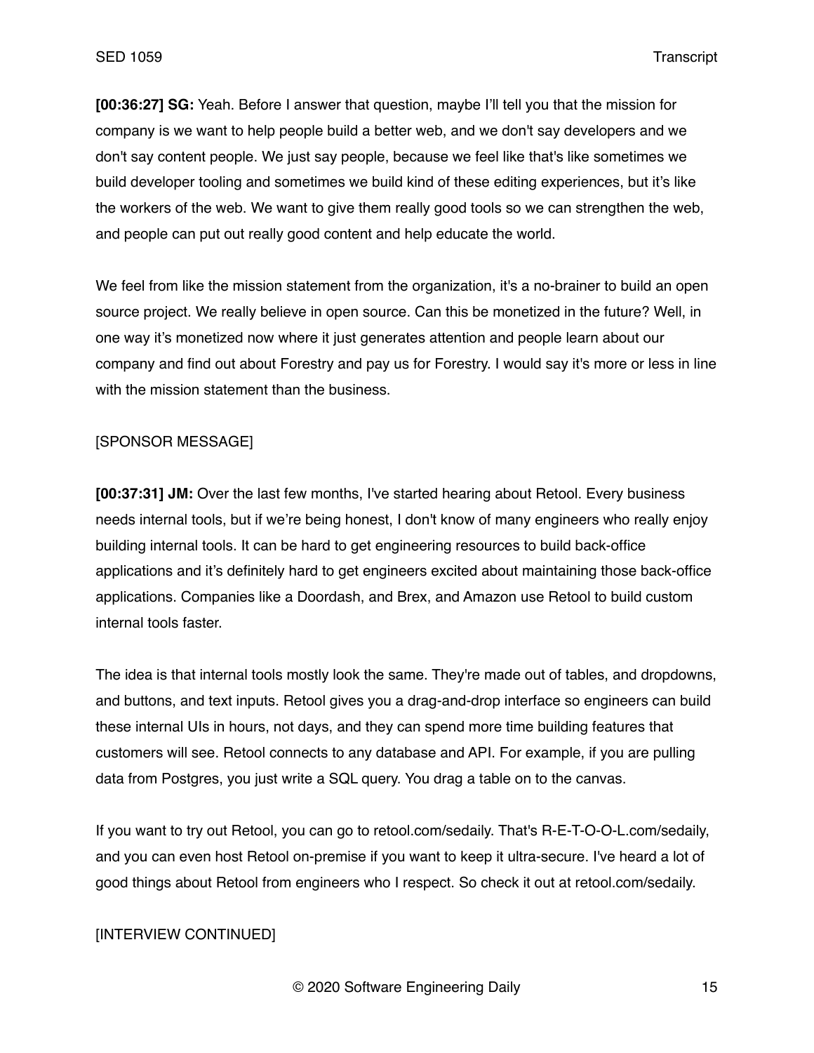**[00:36:27] SG:** Yeah. Before I answer that question, maybe I'll tell you that the mission for company is we want to help people build a better web, and we don't say developers and we don't say content people. We just say people, because we feel like that's like sometimes we build developer tooling and sometimes we build kind of these editing experiences, but it's like the workers of the web. We want to give them really good tools so we can strengthen the web, and people can put out really good content and help educate the world.

We feel from like the mission statement from the organization, it's a no-brainer to build an open source project. We really believe in open source. Can this be monetized in the future? Well, in one way it's monetized now where it just generates attention and people learn about our company and find out about Forestry and pay us for Forestry. I would say it's more or less in line with the mission statement than the business.

[SPONSOR MESSAGE]

**[00:37:31] JM:** Over the last few months, I've started hearing about Retool. Every business needs internal tools, but if we're being honest, I don't know of many engineers who really enjoy building internal tools. It can be hard to get engineering resources to build back-office applications and it's definitely hard to get engineers excited about maintaining those back-office applications. Companies like a Doordash, and Brex, and Amazon use Retool to build custom internal tools faster.

The idea is that internal tools mostly look the same. They're made out of tables, and dropdowns, and buttons, and text inputs. Retool gives you a drag-and-drop interface so engineers can build these internal UIs in hours, not days, and they can spend more time building features that customers will see. Retool connects to any database and API. For example, if you are pulling data from Postgres, you just write a SQL query. You drag a table on to the canvas.

If you want to try out Retool, you can go to retool.com/sedaily. That's R-E-T-O-O-L.com/sedaily, and you can even host Retool on-premise if you want to keep it ultra-secure. I've heard a lot of good things about Retool from engineers who I respect. So check it out at retool.com/sedaily.

[INTERVIEW CONTINUED]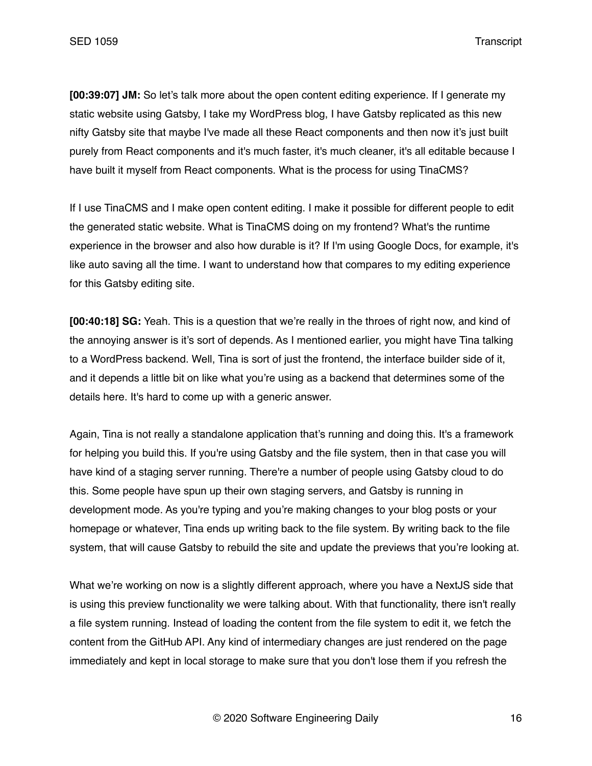**[00:39:07] JM:** So let's talk more about the open content editing experience. If I generate my static website using Gatsby, I take my WordPress blog, I have Gatsby replicated as this new nifty Gatsby site that maybe I've made all these React components and then now it's just built purely from React components and it's much faster, it's much cleaner, it's all editable because I have built it myself from React components. What is the process for using TinaCMS?

If I use TinaCMS and I make open content editing. I make it possible for different people to edit the generated static website. What is TinaCMS doing on my frontend? What's the runtime experience in the browser and also how durable is it? If I'm using Google Docs, for example, it's like auto saving all the time. I want to understand how that compares to my editing experience for this Gatsby editing site.

**[00:40:18] SG:** Yeah. This is a question that we're really in the throes of right now, and kind of the annoying answer is it's sort of depends. As I mentioned earlier, you might have Tina talking to a WordPress backend. Well, Tina is sort of just the frontend, the interface builder side of it, and it depends a little bit on like what you're using as a backend that determines some of the details here. It's hard to come up with a generic answer.

Again, Tina is not really a standalone application that's running and doing this. It's a framework for helping you build this. If you're using Gatsby and the file system, then in that case you will have kind of a staging server running. There're a number of people using Gatsby cloud to do this. Some people have spun up their own staging servers, and Gatsby is running in development mode. As you're typing and you're making changes to your blog posts or your homepage or whatever, Tina ends up writing back to the file system. By writing back to the file system, that will cause Gatsby to rebuild the site and update the previews that you're looking at.

What we're working on now is a slightly different approach, where you have a NextJS side that is using this preview functionality we were talking about. With that functionality, there isn't really a file system running. Instead of loading the content from the file system to edit it, we fetch the content from the GitHub API. Any kind of intermediary changes are just rendered on the page immediately and kept in local storage to make sure that you don't lose them if you refresh the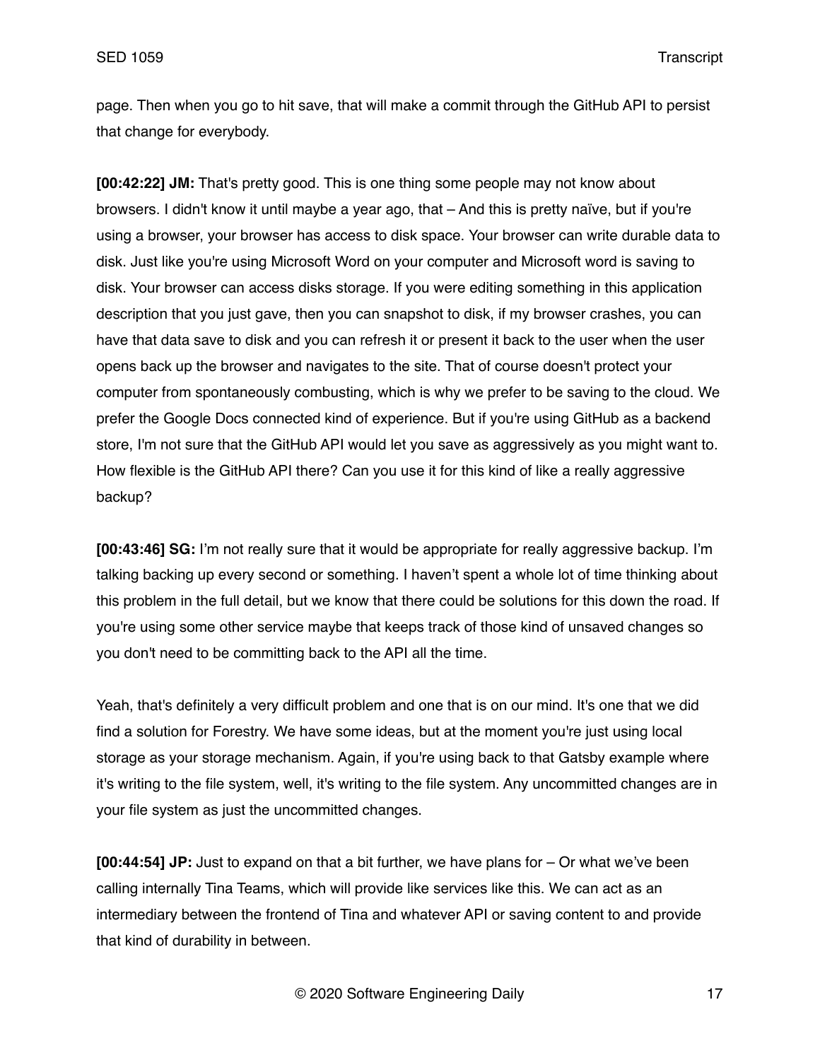page. Then when you go to hit save, that will make a commit through the GitHub API to persist that change for everybody.

**[00:42:22] JM:** That's pretty good. This is one thing some people may not know about browsers. I didn't know it until maybe a year ago, that – And this is pretty naïve, but if you're using a browser, your browser has access to disk space. Your browser can write durable data to disk. Just like you're using Microsoft Word on your computer and Microsoft word is saving to disk. Your browser can access disks storage. If you were editing something in this application description that you just gave, then you can snapshot to disk, if my browser crashes, you can have that data save to disk and you can refresh it or present it back to the user when the user opens back up the browser and navigates to the site. That of course doesn't protect your computer from spontaneously combusting, which is why we prefer to be saving to the cloud. We prefer the Google Docs connected kind of experience. But if you're using GitHub as a backend store, I'm not sure that the GitHub API would let you save as aggressively as you might want to. How flexible is the GitHub API there? Can you use it for this kind of like a really aggressive backup?

**[00:43:46] SG:** I'm not really sure that it would be appropriate for really aggressive backup. I'm talking backing up every second or something. I haven't spent a whole lot of time thinking about this problem in the full detail, but we know that there could be solutions for this down the road. If you're using some other service maybe that keeps track of those kind of unsaved changes so you don't need to be committing back to the API all the time.

Yeah, that's definitely a very difficult problem and one that is on our mind. It's one that we did find a solution for Forestry. We have some ideas, but at the moment you're just using local storage as your storage mechanism. Again, if you're using back to that Gatsby example where it's writing to the file system, well, it's writing to the file system. Any uncommitted changes are in your file system as just the uncommitted changes.

**[00:44:54] JP:** Just to expand on that a bit further, we have plans for – Or what we've been calling internally Tina Teams, which will provide like services like this. We can act as an intermediary between the frontend of Tina and whatever API or saving content to and provide that kind of durability in between.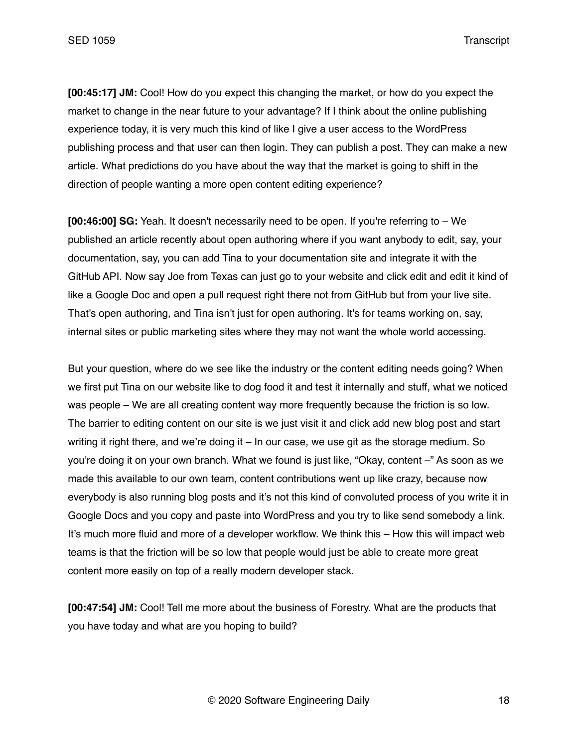**[00:45:17] JM:** Cool! How do you expect this changing the market, or how do you expect the market to change in the near future to your advantage? If I think about the online publishing experience today, it is very much this kind of like I give a user access to the WordPress publishing process and that user can then login. They can publish a post. They can make a new article. What predictions do you have about the way that the market is going to shift in the direction of people wanting a more open content editing experience?

**[00:46:00] SG:** Yeah. It doesn't necessarily need to be open. If you're referring to – We published an article recently about open authoring where if you want anybody to edit, say, your documentation, say, you can add Tina to your documentation site and integrate it with the GitHub API. Now say Joe from Texas can just go to your website and click edit and edit it kind of like a Google Doc and open a pull request right there not from GitHub but from your live site. That's open authoring, and Tina isn't just for open authoring. It's for teams working on, say, internal sites or public marketing sites where they may not want the whole world accessing.

But your question, where do we see like the industry or the content editing needs going? When we first put Tina on our website like to dog food it and test it internally and stuff, what we noticed was people – We are all creating content way more frequently because the friction is so low. The barrier to editing content on our site is we just visit it and click add new blog post and start writing it right there, and we're doing it – In our case, we use git as the storage medium. So you're doing it on your own branch. What we found is just like, "Okay, content –" As soon as we made this available to our own team, content contributions went up like crazy, because now everybody is also running blog posts and it's not this kind of convoluted process of you write it in Google Docs and you copy and paste into WordPress and you try to like send somebody a link. It's much more fluid and more of a developer workflow. We think this – How this will impact web teams is that the friction will be so low that people would just be able to create more great content more easily on top of a really modern developer stack.

**[00:47:54] JM:** Cool! Tell me more about the business of Forestry. What are the products that you have today and what are you hoping to build?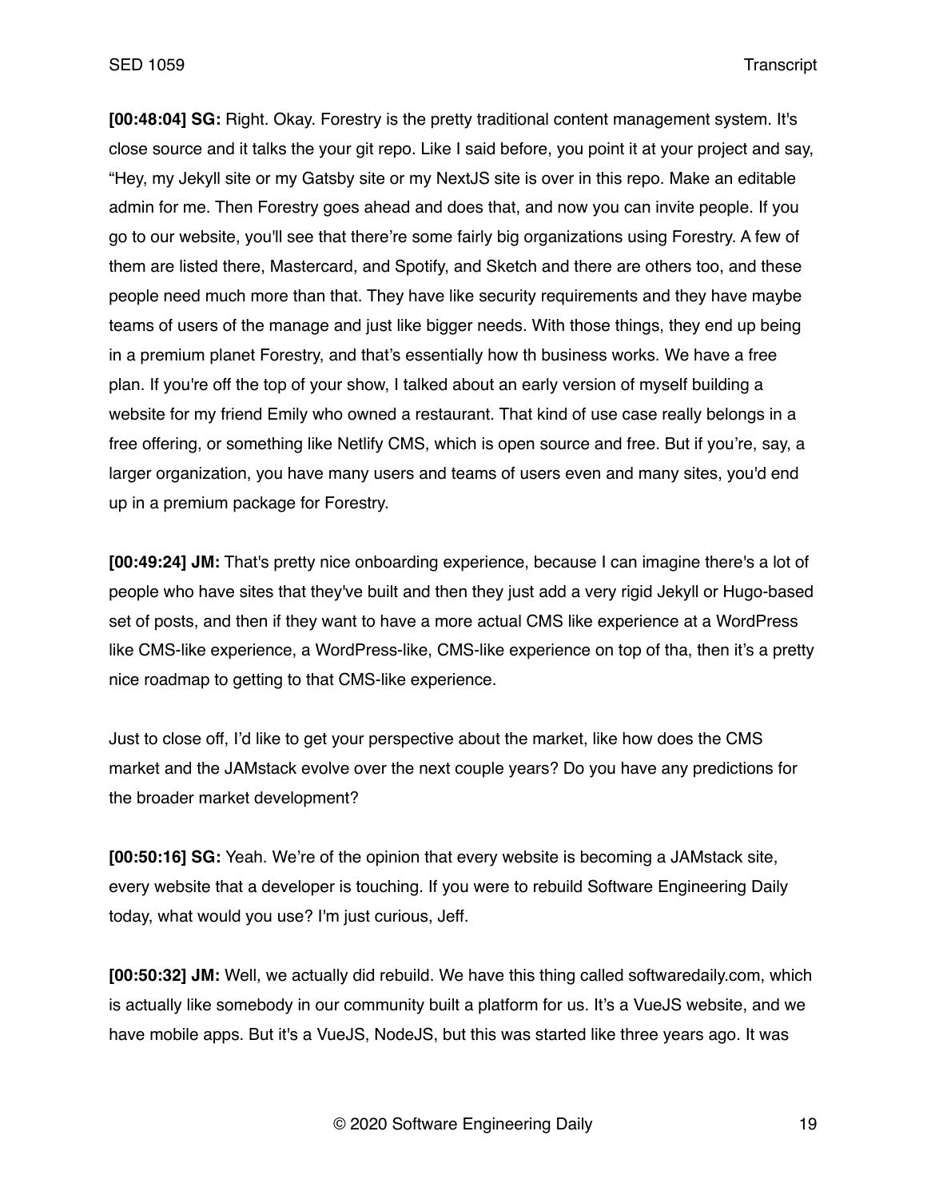**[00:48:04] SG:** Right. Okay. Forestry is the pretty traditional content management system. It's close source and it talks the your git repo. Like I said before, you point it at your project and say, "Hey, my Jekyll site or my Gatsby site or my NextJS site is over in this repo. Make an editable admin for me. Then Forestry goes ahead and does that, and now you can invite people. If you go to our website, you'll see that there're some fairly big organizations using Forestry. A few of them are listed there, Mastercard, and Spotify, and Sketch and there are others too, and these people need much more than that. They have like security requirements and they have maybe teams of users of the manage and just like bigger needs. With those things, they end up being in a premium planet Forestry, and that's essentially how th business works. We have a free plan. If you're off the top of your show, I talked about an early version of myself building a website for my friend Emily who owned a restaurant. That kind of use case really belongs in a free offering, or something like Netlify CMS, which is open source and free. But if you're, say, a larger organization, you have many users and teams of users even and many sites, you'd end up in a premium package for Forestry.

**[00:49:24] JM:** That's pretty nice onboarding experience, because I can imagine there's a lot of people who have sites that they've built and then they just add a very rigid Jekyll or Hugo-based set of posts, and then if they want to have a more actual CMS like experience at a WordPress like CMS-like experience, a WordPress-like, CMS-like experience on top of tha, then it's a pretty nice roadmap to getting to that CMS-like experience.

Just to close off, I'd like to get your perspective about the market, like how does the CMS market and the JAMstack evolve over the next couple years? Do you have any predictions for the broader market development?

**[00:50:16] SG:** Yeah. We're of the opinion that every website is becoming a JAMstack site, every website that a developer is touching. If you were to rebuild Software Engineering Daily today, what would you use? I'm just curious, Jeff.

**[00:50:32] JM:** Well, we actually did rebuild. We have this thing called softwaredaily.com, which is actually like somebody in our community built a platform for us. It's a VueJS website, and we have mobile apps. But it's a VueJS, NodeJS, but this was started like three years ago. It was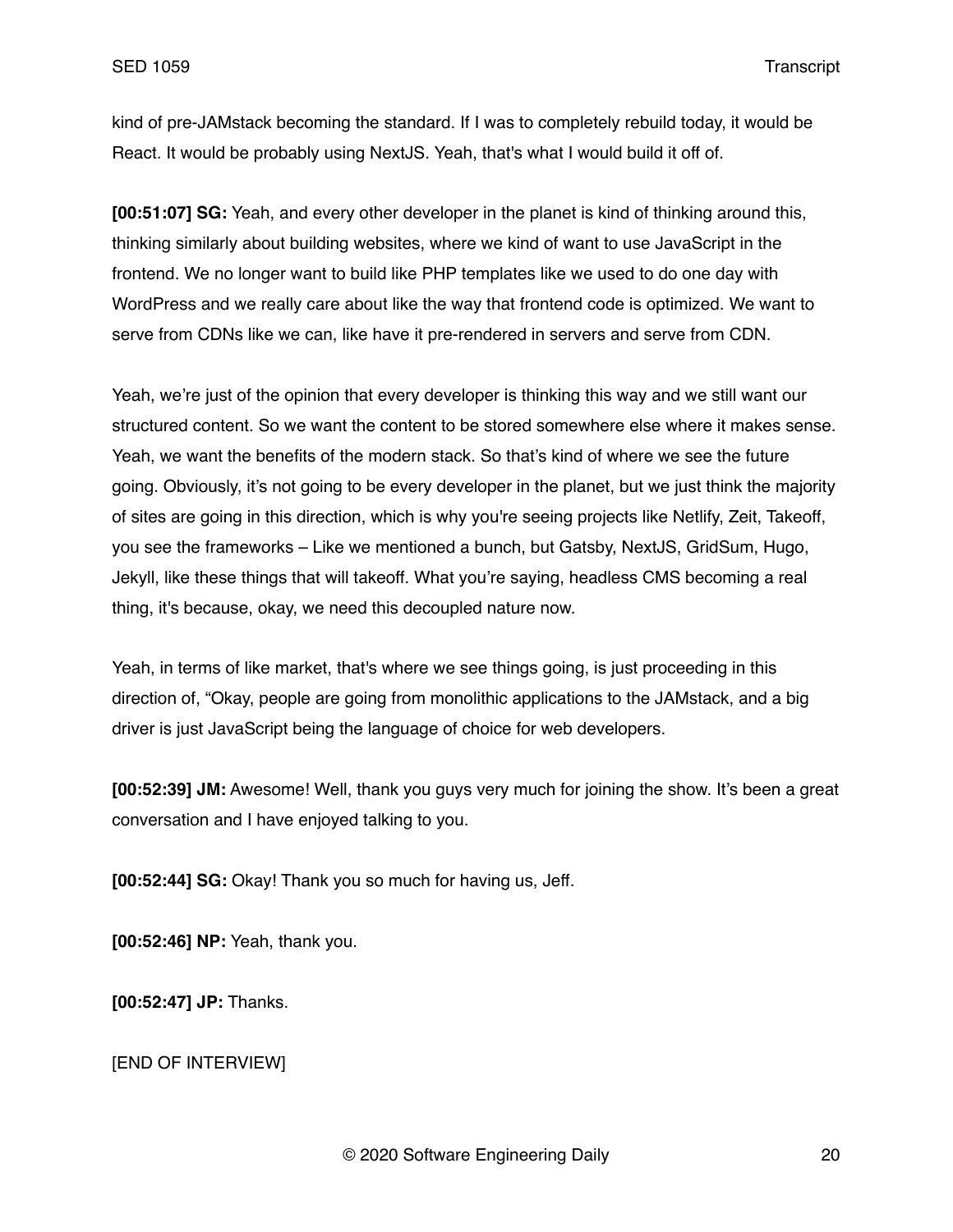kind of pre-JAMstack becoming the standard. If I was to completely rebuild today, it would be React. It would be probably using NextJS. Yeah, that's what I would build it off of.

**[00:51:07] SG:** Yeah, and every other developer in the planet is kind of thinking around this, thinking similarly about building websites, where we kind of want to use JavaScript in the frontend. We no longer want to build like PHP templates like we used to do one day with WordPress and we really care about like the way that frontend code is optimized. We want to serve from CDNs like we can, like have it pre-rendered in servers and serve from CDN.

Yeah, we're just of the opinion that every developer is thinking this way and we still want our structured content. So we want the content to be stored somewhere else where it makes sense. Yeah, we want the benefits of the modern stack. So that's kind of where we see the future going. Obviously, it's not going to be every developer in the planet, but we just think the majority of sites are going in this direction, which is why you're seeing projects like Netlify, Zeit, Takeoff, you see the frameworks – Like we mentioned a bunch, but Gatsby, NextJS, GridSum, Hugo, Jekyll, like these things that will takeoff. What you're saying, headless CMS becoming a real thing, it's because, okay, we need this decoupled nature now.

Yeah, in terms of like market, that's where we see things going, is just proceeding in this direction of, "Okay, people are going from monolithic applications to the JAMstack, and a big driver is just JavaScript being the language of choice for web developers.

**[00:52:39] JM:** Awesome! Well, thank you guys very much for joining the show. It's been a great conversation and I have enjoyed talking to you.

**[00:52:44] SG:** Okay! Thank you so much for having us, Jeff.

**[00:52:46] NP:** Yeah, thank you.

**[00:52:47] JP:** Thanks.

[END OF INTERVIEW]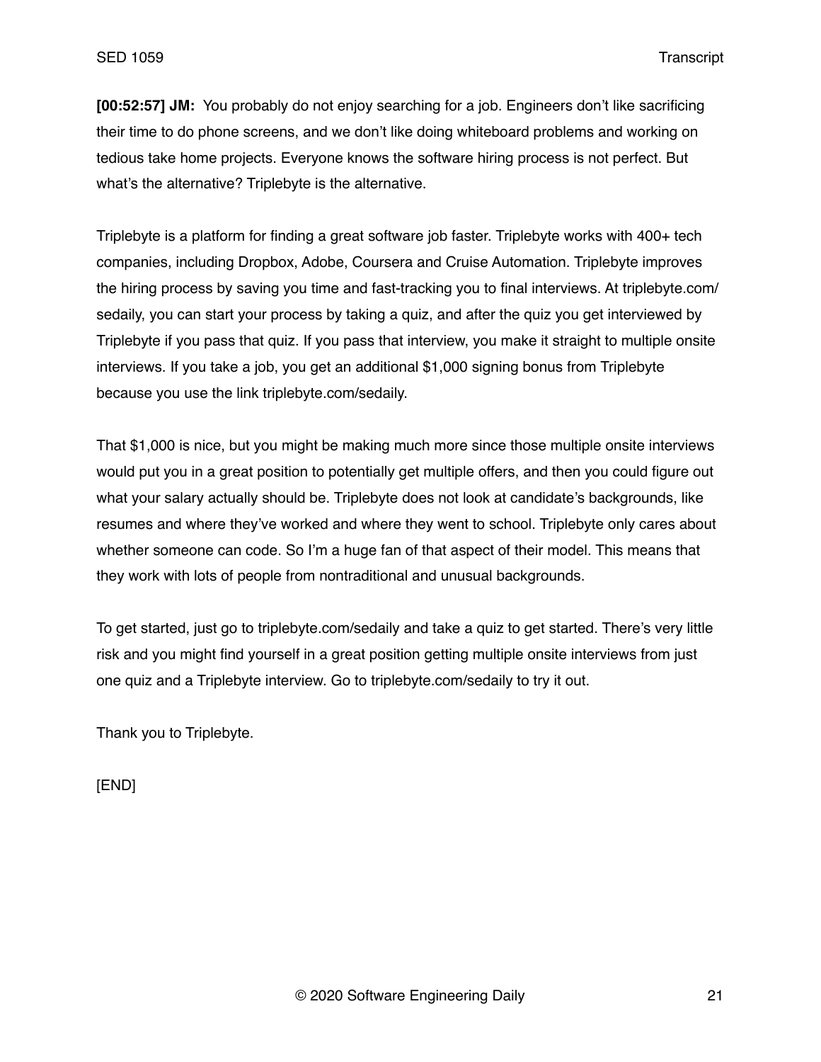**[00:52:57] JM:** You probably do not enjoy searching for a job. Engineers don't like sacrificing their time to do phone screens, and we don't like doing whiteboard problems and working on tedious take home projects. Everyone knows the software hiring process is not perfect. But what's the alternative? Triplebyte is the alternative.

Triplebyte is a platform for finding a great software job faster. Triplebyte works with 400+ tech companies, including Dropbox, Adobe, Coursera and Cruise Automation. Triplebyte improves the hiring process by saving you time and fast-tracking you to final interviews. At triplebyte.com/sedaily, you can start your process by taking a quiz, and after the quiz you get interviewed by Triplebyte if you pass that quiz. If you pass that interview, you make it straight to multiple onsite interviews. If you take a job, you get an additional $1,000 signing bonus from Triplebyte because you use the link triplebyte.com/sedaily.

That $1,000 is nice, but you might be making much more since those multiple onsite interviews would put you in a great position to potentially get multiple offers, and then you could figure out what your salary actually should be. Triplebyte does not look at candidate's backgrounds, like resumes and where they've worked and where they went to school. Triplebyte only cares about whether someone can code. So I'm a huge fan of that aspect of their model. This means that they work with lots of people from nontraditional and unusual backgrounds.

To get started, just go to triplebyte.com/sedaily and take a quiz to get started. There's very little risk and you might find yourself in a great position getting multiple onsite interviews from just one quiz and a Triplebyte interview. Go to triplebyte.com/sedaily to try it out.

Thank you to Triplebyte.

[END]

© 2020 Software Engineering Daily